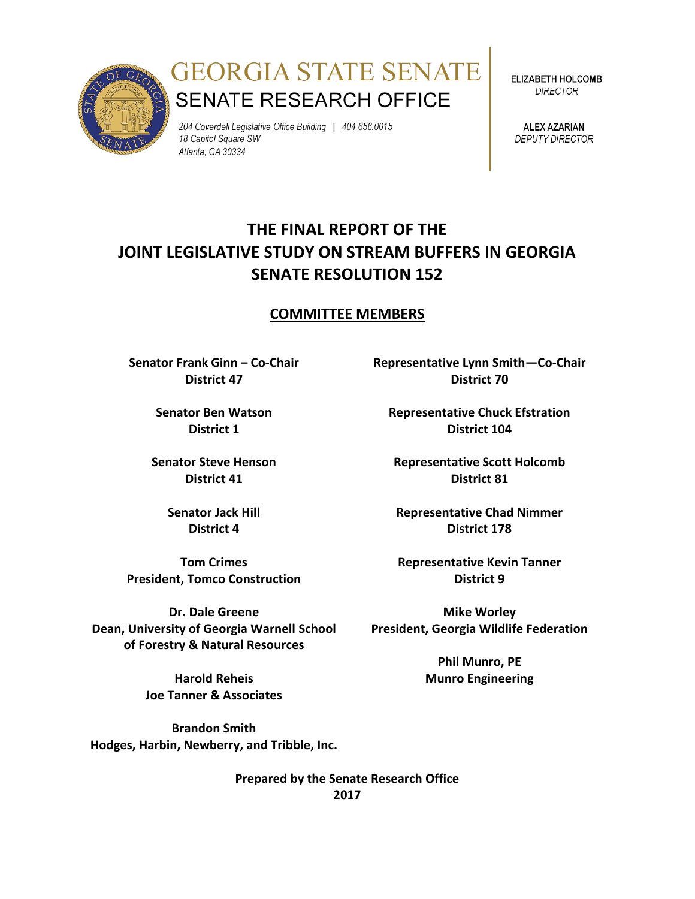# GEORGIA STATE SENATE
## SENATE RESEARCH OFFICE

*204 Coverdell Legislative Office Building | 404.656.0015*
*18 Capitol Square SW*
*Atlanta, GA 30334*

**ELIZABETH HOLCOMB**
*DIRECTOR*

**ALEX AZARIAN**
*DEPUTY DIRECTOR*

# THE FINAL REPORT OF THE JOINT LEGISLATIVE STUDY ON STREAM BUFFERS IN GEORGIA SENATE RESOLUTION 152

## COMMITTEE MEMBERS

**Senator Frank Ginn – Co-Chair**
**District 47**

**Representative Lynn Smith—Co-Chair**
**District 70**

**Senator Ben Watson**
**District 1**

**Representative Chuck Efstration**
**District 104**

**Senator Steve Henson**
**District 41**

**Representative Scott Holcomb**
**District 81**

**Senator Jack Hill**
**District 4**

**Representative Chad Nimmer**
**District 178**

**Tom Crimes**
**President, Tomco Construction**

**Representative Kevin Tanner**
**District 9**

**Dr. Dale Greene**
**Dean, University of Georgia Warnell School of Forestry & Natural Resources**

**Mike Worley**
**President, Georgia Wildlife Federation**

**Phil Munro, PE**
**Munro Engineering**

**Harold Reheis**
**Joe Tanner & Associates**

**Brandon Smith**
**Hodges, Harbin, Newberry, and Tribble, Inc.**

**Prepared by the Senate Research Office**
**2017**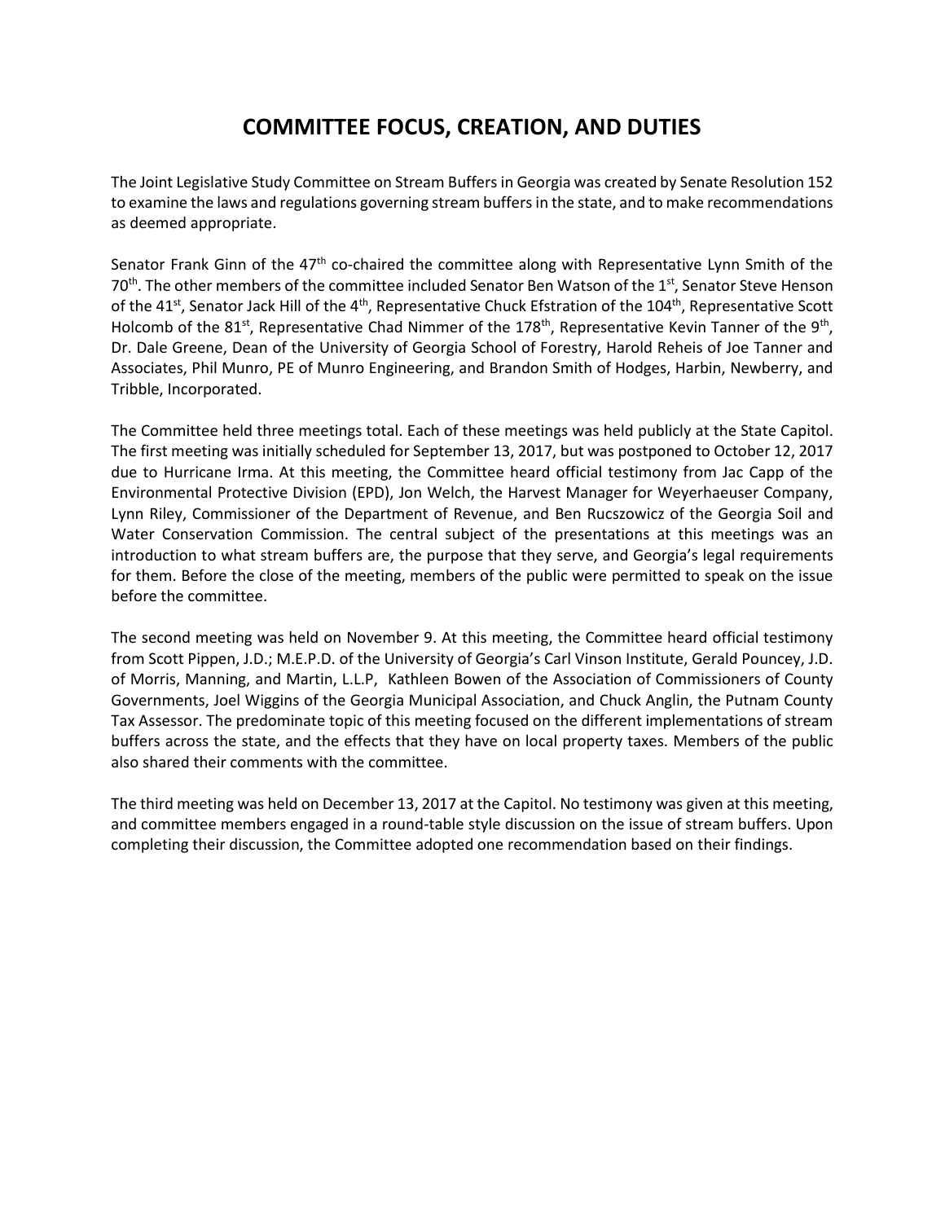# COMMITTEE FOCUS, CREATION, AND DUTIES

The Joint Legislative Study Committee on Stream Buffers in Georgia was created by Senate Resolution 152 to examine the laws and regulations governing stream buffers in the state, and to make recommendations as deemed appropriate.

Senator Frank Ginn of the 47th co-chaired the committee along with Representative Lynn Smith of the 70th. The other members of the committee included Senator Ben Watson of the 1st, Senator Steve Henson of the 41st, Senator Jack Hill of the 4th, Representative Chuck Efstration of the 104th, Representative Scott Holcomb of the 81st, Representative Chad Nimmer of the 178th, Representative Kevin Tanner of the 9th, Dr. Dale Greene, Dean of the University of Georgia School of Forestry, Harold Reheis of Joe Tanner and Associates, Phil Munro, PE of Munro Engineering, and Brandon Smith of Hodges, Harbin, Newberry, and Tribble, Incorporated.

The Committee held three meetings total. Each of these meetings was held publicly at the State Capitol. The first meeting was initially scheduled for September 13, 2017, but was postponed to October 12, 2017 due to Hurricane Irma. At this meeting, the Committee heard official testimony from Jac Capp of the Environmental Protective Division (EPD), Jon Welch, the Harvest Manager for Weyerhaeuser Company, Lynn Riley, Commissioner of the Department of Revenue, and Ben Rucszowicz of the Georgia Soil and Water Conservation Commission. The central subject of the presentations at this meetings was an introduction to what stream buffers are, the purpose that they serve, and Georgia's legal requirements for them. Before the close of the meeting, members of the public were permitted to speak on the issue before the committee.

The second meeting was held on November 9. At this meeting, the Committee heard official testimony from Scott Pippen, J.D.; M.E.P.D. of the University of Georgia's Carl Vinson Institute, Gerald Pouncey, J.D. of Morris, Manning, and Martin, L.L.P, Kathleen Bowen of the Association of Commissioners of County Governments, Joel Wiggins of the Georgia Municipal Association, and Chuck Anglin, the Putnam County Tax Assessor. The predominate topic of this meeting focused on the different implementations of stream buffers across the state, and the effects that they have on local property taxes. Members of the public also shared their comments with the committee.

The third meeting was held on December 13, 2017 at the Capitol. No testimony was given at this meeting, and committee members engaged in a round-table style discussion on the issue of stream buffers. Upon completing their discussion, the Committee adopted one recommendation based on their findings.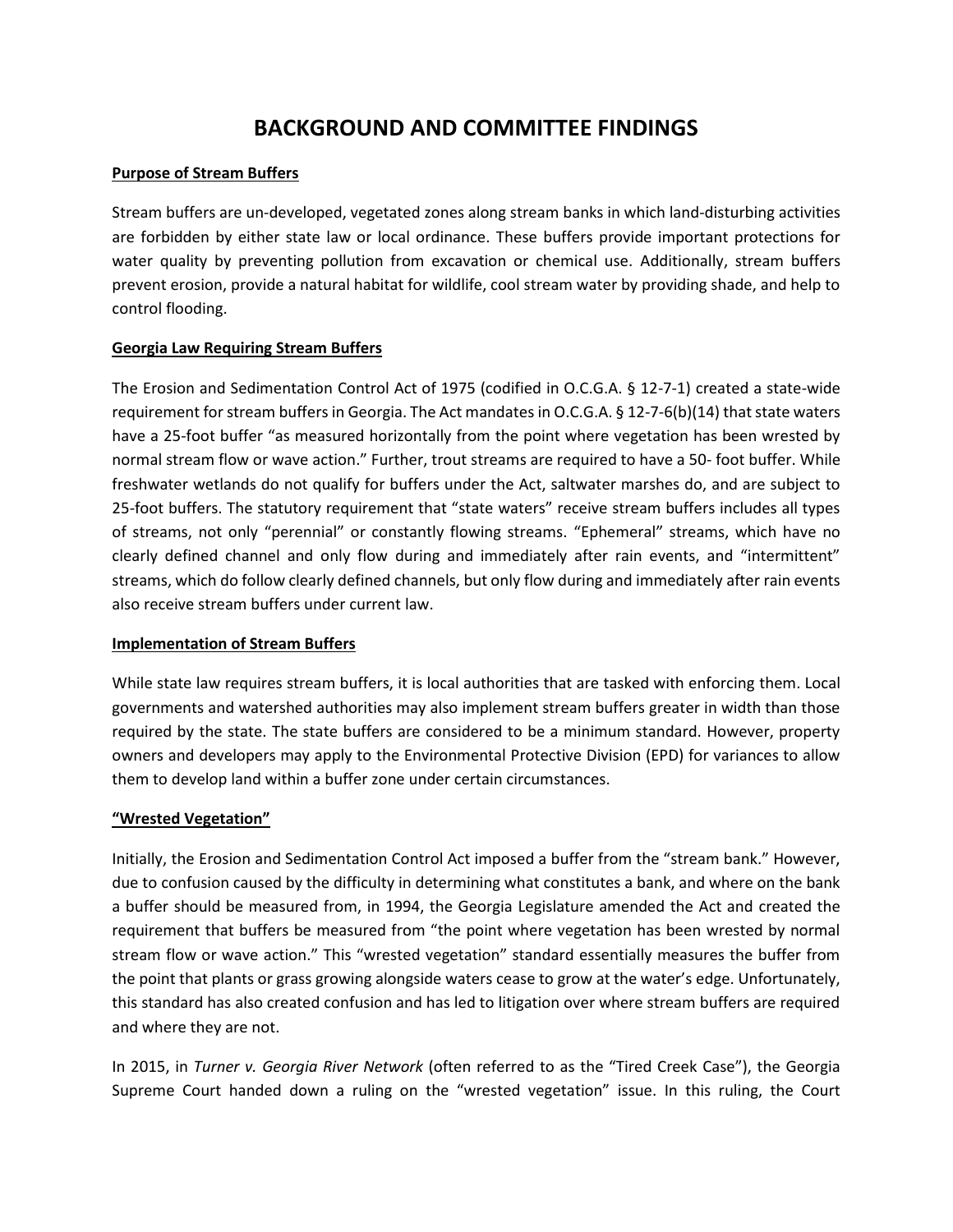# BACKGROUND AND COMMITTEE FINDINGS

**Purpose of Stream Buffers**

Stream buffers are un-developed, vegetated zones along stream banks in which land-disturbing activities are forbidden by either state law or local ordinance. These buffers provide important protections for water quality by preventing pollution from excavation or chemical use. Additionally, stream buffers prevent erosion, provide a natural habitat for wildlife, cool stream water by providing shade, and help to control flooding.

**Georgia Law Requiring Stream Buffers**

The Erosion and Sedimentation Control Act of 1975 (codified in O.C.G.A. § 12-7-1) created a state-wide requirement for stream buffers in Georgia. The Act mandates in O.C.G.A. § 12-7-6(b)(14) that state waters have a 25-foot buffer "as measured horizontally from the point where vegetation has been wrested by normal stream flow or wave action." Further, trout streams are required to have a 50- foot buffer. While freshwater wetlands do not qualify for buffers under the Act, saltwater marshes do, and are subject to 25-foot buffers. The statutory requirement that "state waters" receive stream buffers includes all types of streams, not only "perennial" or constantly flowing streams. "Ephemeral" streams, which have no clearly defined channel and only flow during and immediately after rain events, and "intermittent" streams, which do follow clearly defined channels, but only flow during and immediately after rain events also receive stream buffers under current law.

**Implementation of Stream Buffers**

While state law requires stream buffers, it is local authorities that are tasked with enforcing them. Local governments and watershed authorities may also implement stream buffers greater in width than those required by the state. The state buffers are considered to be a minimum standard. However, property owners and developers may apply to the Environmental Protective Division (EPD) for variances to allow them to develop land within a buffer zone under certain circumstances.

**"Wrested Vegetation"**

Initially, the Erosion and Sedimentation Control Act imposed a buffer from the "stream bank." However, due to confusion caused by the difficulty in determining what constitutes a bank, and where on the bank a buffer should be measured from, in 1994, the Georgia Legislature amended the Act and created the requirement that buffers be measured from "the point where vegetation has been wrested by normal stream flow or wave action." This "wrested vegetation" standard essentially measures the buffer from the point that plants or grass growing alongside waters cease to grow at the water's edge. Unfortunately, this standard has also created confusion and has led to litigation over where stream buffers are required and where they are not.

In 2015, in *Turner v. Georgia River Network* (often referred to as the "Tired Creek Case"), the Georgia Supreme Court handed down a ruling on the "wrested vegetation" issue. In this ruling, the Court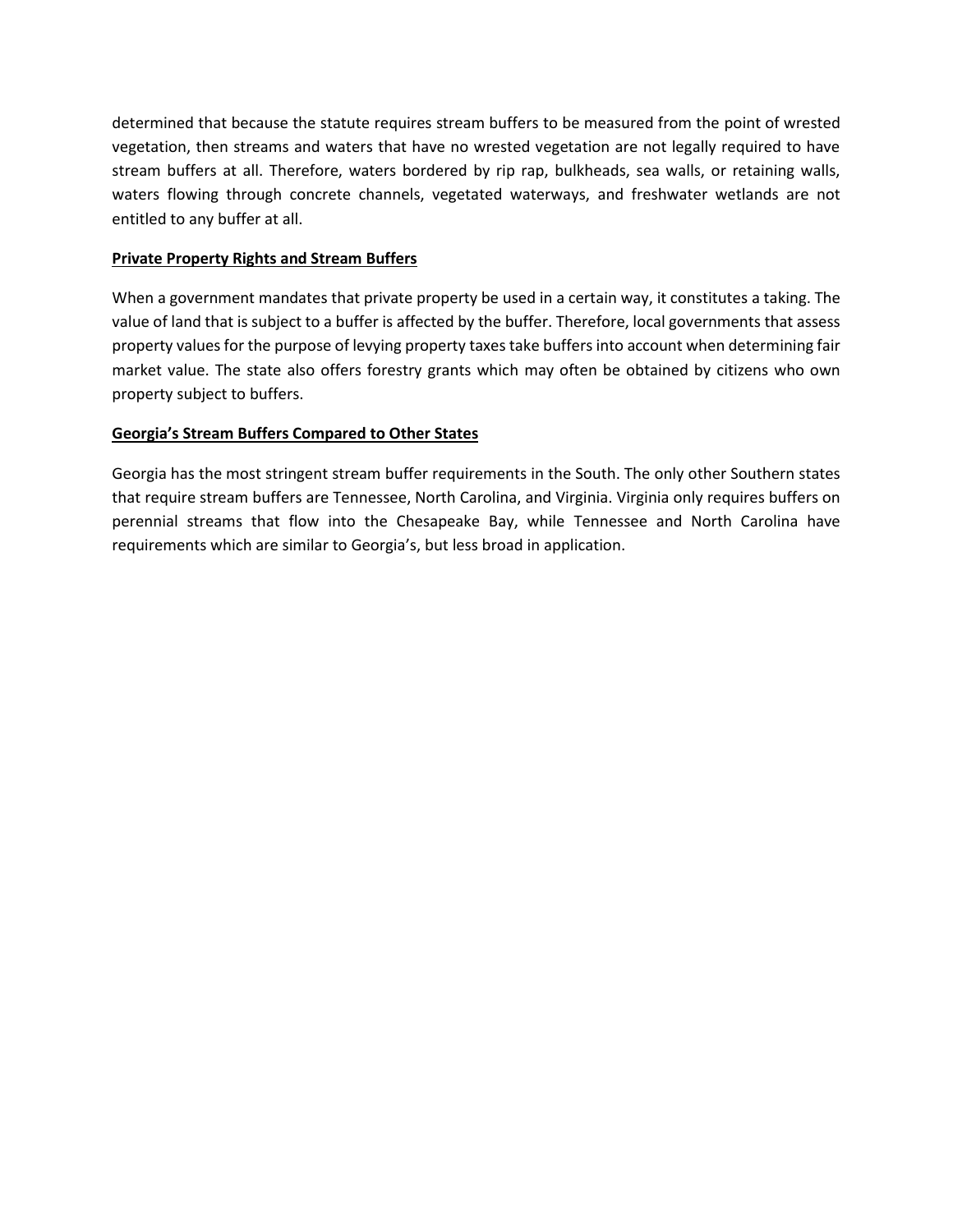determined that because the statute requires stream buffers to be measured from the point of wrested vegetation, then streams and waters that have no wrested vegetation are not legally required to have stream buffers at all. Therefore, waters bordered by rip rap, bulkheads, sea walls, or retaining walls, waters flowing through concrete channels, vegetated waterways, and freshwater wetlands are not entitled to any buffer at all.

**Private Property Rights and Stream Buffers**

When a government mandates that private property be used in a certain way, it constitutes a taking. The value of land that is subject to a buffer is affected by the buffer. Therefore, local governments that assess property values for the purpose of levying property taxes take buffers into account when determining fair market value. The state also offers forestry grants which may often be obtained by citizens who own property subject to buffers.

**Georgia's Stream Buffers Compared to Other States**

Georgia has the most stringent stream buffer requirements in the South. The only other Southern states that require stream buffers are Tennessee, North Carolina, and Virginia. Virginia only requires buffers on perennial streams that flow into the Chesapeake Bay, while Tennessee and North Carolina have requirements which are similar to Georgia's, but less broad in application.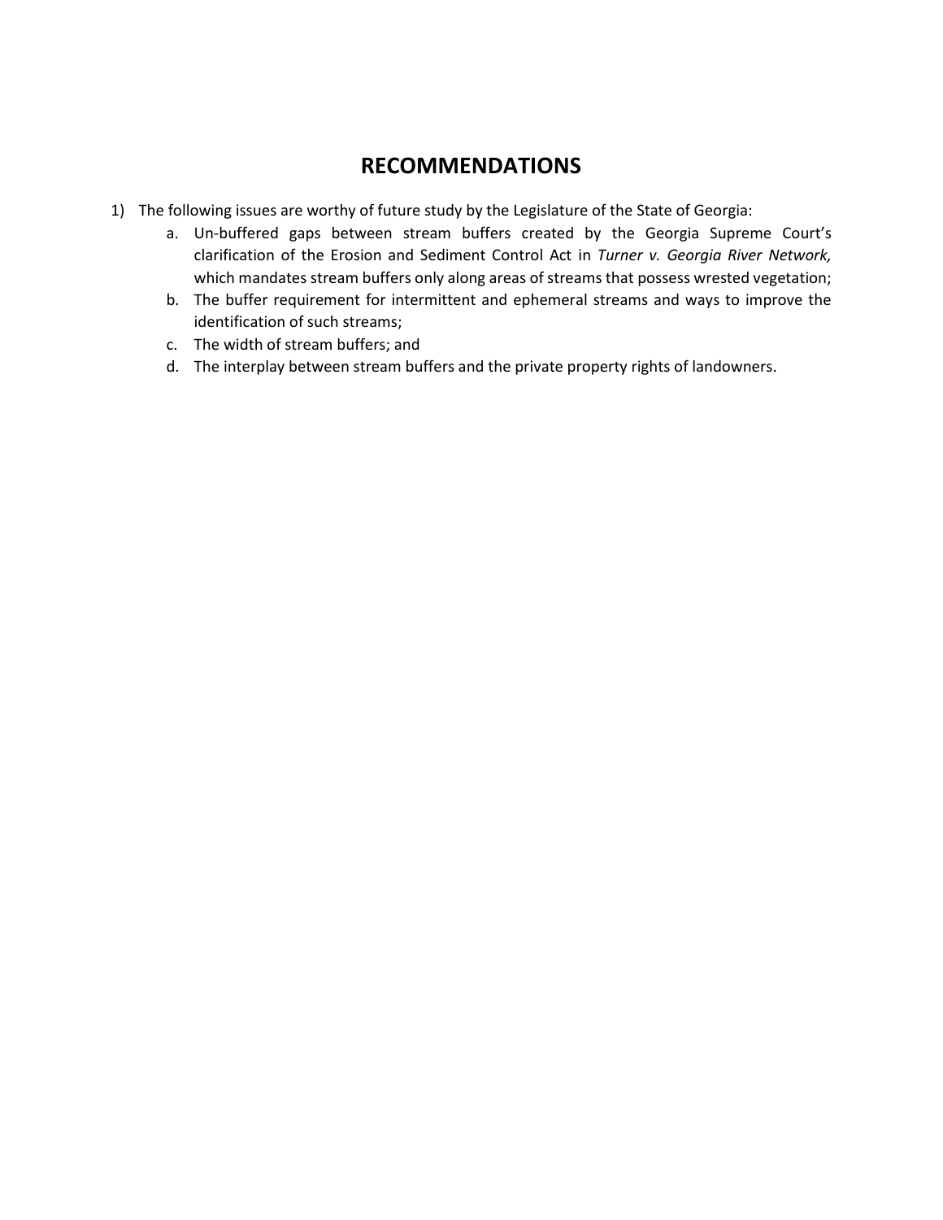# RECOMMENDATIONS

1) The following issues are worthy of future study by the Legislature of the State of Georgia:
   a. Un-buffered gaps between stream buffers created by the Georgia Supreme Court's clarification of the Erosion and Sediment Control Act in *Turner v. Georgia River Network,* which mandates stream buffers only along areas of streams that possess wrested vegetation;
   b. The buffer requirement for intermittent and ephemeral streams and ways to improve the identification of such streams;
   c. The width of stream buffers; and
   d. The interplay between stream buffers and the private property rights of landowners.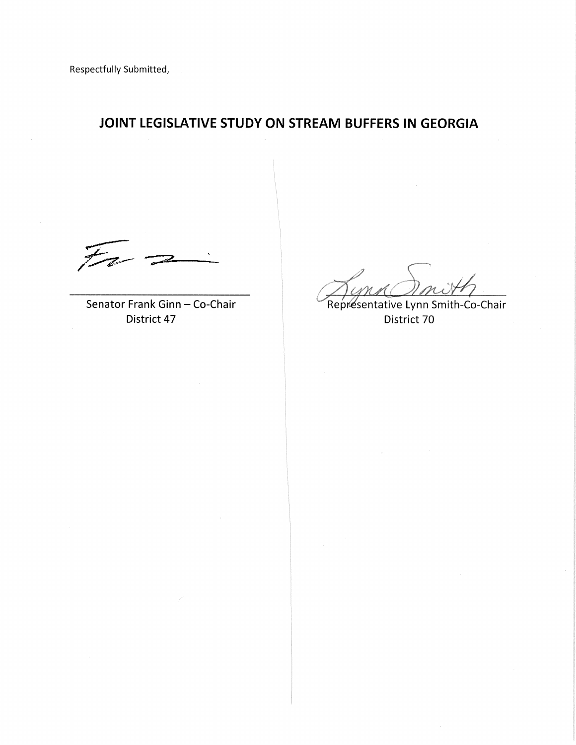Respectfully Submitted,

## JOINT LEGISLATIVE STUDY ON STREAM BUFFERS IN GEORGIA

Senator Frank Ginn – Co-Chair
District 47

Representative Lynn Smith-Co-Chair
District 70